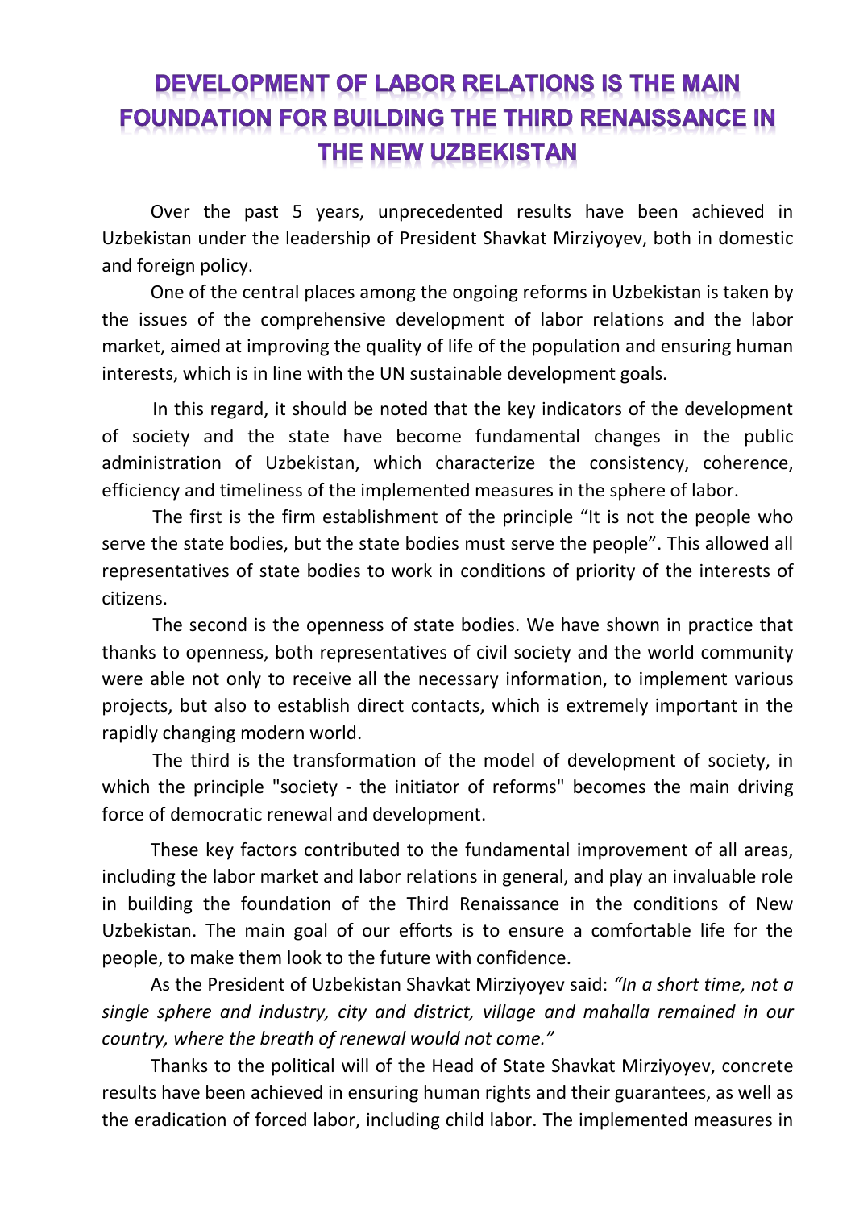# DEVELOPMENT OF LABOR RELATIONS IS THE MAIN FOUNDATION FOR BUILDING THE THIRD RENAISSANCE IN THE NEW UZBEKISTAN

Over the past 5 years, unprecedented results have been achieved in Uzbekistan under the leadership of President Shavkat Mirziyoyev, both in domestic and foreign policy.

One of the central places among the ongoing reforms in Uzbekistan is taken by the issues of the comprehensive development of labor relations and the labor market, aimed at improving the quality of life of the population and ensuring human interests, which is in line with the UN sustainable development goals.

In this regard, it should be noted that the key indicators of the development of society and the state have become fundamental changes in the public administration of Uzbekistan, which characterize the consistency, coherence, efficiency and timeliness of the implemented measures in the sphere of labor.

The first is the firm establishment of the principle "It is not the people who serve the state bodies, but the state bodies must serve the people". This allowed all representatives of state bodies to work in conditions of priority of the interests of citizens.

The second is the openness of state bodies. We have shown in practice that thanks to openness, both representatives of civil society and the world community were able not only to receive all the necessary information, to implement various projects, but also to establish direct contacts, which is extremely important in the rapidly changing modern world.

The third is the transformation of the model of development of society, in which the principle "society - the initiator of reforms" becomes the main driving force of democratic renewal and development.

These key factors contributed to the fundamental improvement of all areas, including the labor market and labor relations in general, and play an invaluable role in building the foundation of the Third Renaissance in the conditions of New Uzbekistan. The main goal of our efforts is to ensure a comfortable life for the people, to make them look to the future with confidence.

As the President of Uzbekistan Shavkat Mirziyoyev said: *"In a short time, not a single sphere and industry, city and district, village and mahalla remained in our country, where the breath of renewal would not come."*

Thanks to the political will of the Head of State Shavkat Mirziyoyev, concrete results have been achieved in ensuring human rights and their guarantees, as well as the eradication of forced labor, including child labor. The implemented measures in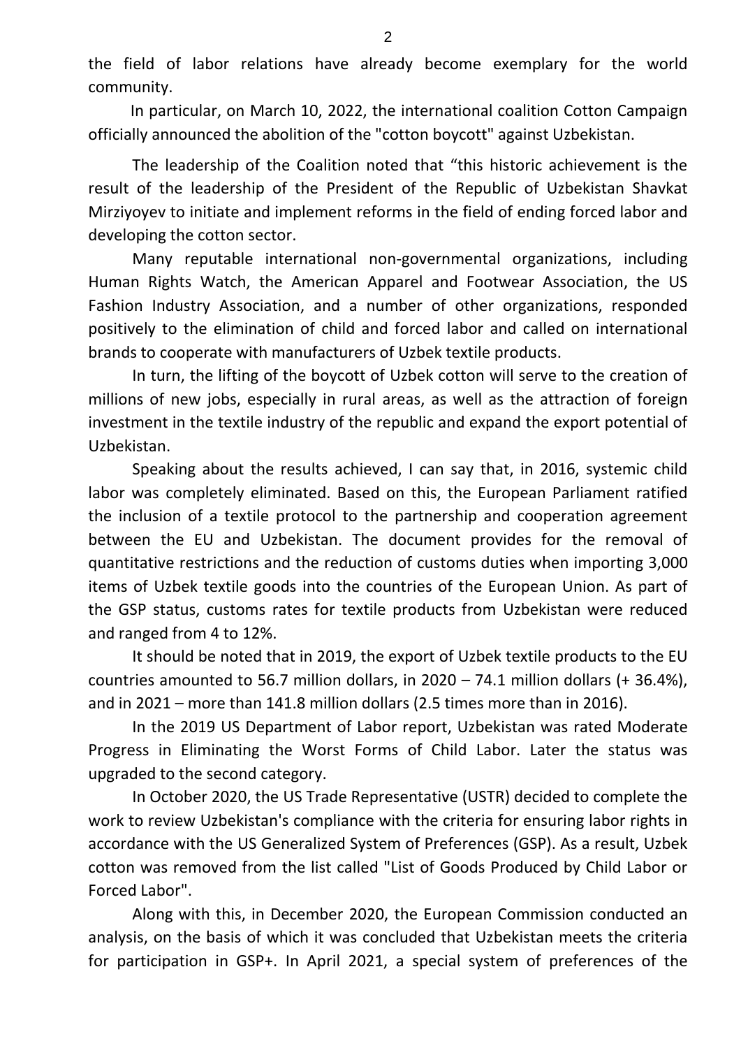the field of labor relations have already become exemplary for the world community.

In particular, on March 10, 2022, the international coalition Cotton Campaign officially announced the abolition of the "cotton boycott" against Uzbekistan.

The leadership of the Coalition noted that “this historic achievement is the result of the leadership of the President of the Republic of Uzbekistan Shavkat Mirziyoyev to initiate and implement reforms in the field of ending forced labor and developing the cotton sector.

Many reputable international non-governmental organizations, including Human Rights Watch, the American Apparel and Footwear Association, the US Fashion Industry Association, and a number of other organizations, responded positively to the elimination of child and forced labor and called on international brands to cooperate with manufacturers of Uzbek textile products.

In turn, the lifting of the boycott of Uzbek cotton will serve to the creation of millions of new jobs, especially in rural areas, as well as the attraction of foreign investment in the textile industry of the republic and expand the export potential of Uzbekistan.

Speaking about the results achieved, I can say that, in 2016, systemic child labor was completely eliminated. Based on this, the European Parliament ratified the inclusion of a textile protocol to the partnership and cooperation agreement between the EU and Uzbekistan. The document provides for the removal of quantitative restrictions and the reduction of customs duties when importing 3,000 items of Uzbek textile goods into the countries of the European Union. As part of the GSP status, customs rates for textile products from Uzbekistan were reduced and ranged from 4 to 12%.

It should be noted that in 2019, the export of Uzbek textile products to the EU countries amounted to 56.7 million dollars, in 2020 – 74.1 million dollars (+ 36.4%), and in 2021 – more than 141.8 million dollars (2.5 times more than in 2016).

In the 2019 US Department of Labor report, Uzbekistan was rated Moderate Progress in Eliminating the Worst Forms of Child Labor. Later the status was upgraded to the second category.

In October 2020, the US Trade Representative (USTR) decided to complete the work to review Uzbekistan's compliance with the criteria for ensuring labor rights in accordance with the US Generalized System of Preferences (GSP). As a result, Uzbek cotton was removed from the list called "List of Goods Produced by Child Labor or Forced Labor".

Along with this, in December 2020, the European Commission conducted an analysis, on the basis of which it was concluded that Uzbekistan meets the criteria for participation in GSP+. In April 2021, a special system of preferences of the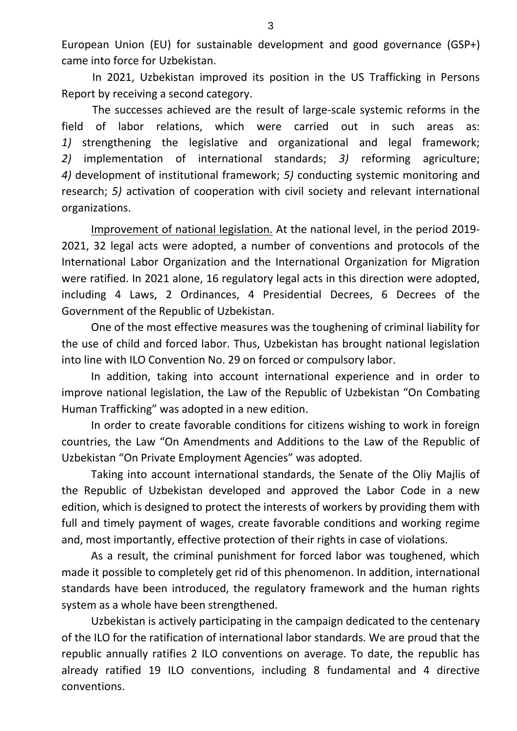European Union (EU) for sustainable development and good governance (GSP+) came into force for Uzbekistan.

In 2021, Uzbekistan improved its position in the US Trafficking in Persons Report by receiving a second category.

The successes achieved are the result of large-scale systemic reforms in the field of labor relations, which were carried out in such areas as: *1)* strengthening the legislative and organizational and legal framework; *2)* implementation of international standards; *3)* reforming agriculture; *4)* development of institutional framework; *5)* conducting systemic monitoring and research; *5)* activation of cooperation with civil society and relevant international organizations.

<u>Improvement of national legislation.</u> At the national level, in the period 2019-2021, 32 legal acts were adopted, a number of conventions and protocols of the International Labor Organization and the International Organization for Migration were ratified. In 2021 alone, 16 regulatory legal acts in this direction were adopted, including 4 Laws, 2 Ordinances, 4 Presidential Decrees, 6 Decrees of the Government of the Republic of Uzbekistan.

One of the most effective measures was the toughening of criminal liability for the use of child and forced labor. Thus, Uzbekistan has brought national legislation into line with ILO Convention No. 29 on forced or compulsory labor.

In addition, taking into account international experience and in order to improve national legislation, the Law of the Republic of Uzbekistan "On Combating Human Trafficking" was adopted in a new edition.

In order to create favorable conditions for citizens wishing to work in foreign countries, the Law "On Amendments and Additions to the Law of the Republic of Uzbekistan "On Private Employment Agencies" was adopted.

Taking into account international standards, the Senate of the Oliy Majlis of the Republic of Uzbekistan developed and approved the Labor Code in a new edition, which is designed to protect the interests of workers by providing them with full and timely payment of wages, create favorable conditions and working regime and, most importantly, effective protection of their rights in case of violations.

As a result, the criminal punishment for forced labor was toughened, which made it possible to completely get rid of this phenomenon. In addition, international standards have been introduced, the regulatory framework and the human rights system as a whole have been strengthened.

Uzbekistan is actively participating in the campaign dedicated to the centenary of the ILO for the ratification of international labor standards. We are proud that the republic annually ratifies 2 ILO conventions on average. To date, the republic has already ratified 19 ILO conventions, including 8 fundamental and 4 directive conventions.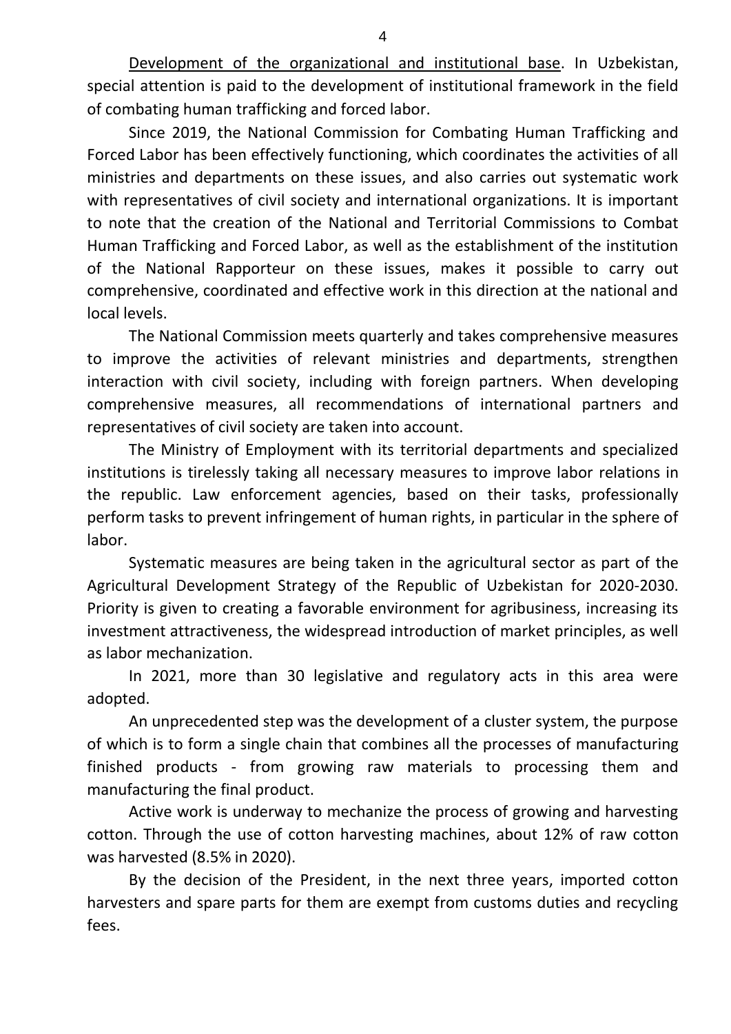<u>Development of the organizational and institutional base</u>. In Uzbekistan, special attention is paid to the development of institutional framework in the field of combating human trafficking and forced labor.

Since 2019, the National Commission for Combating Human Trafficking and Forced Labor has been effectively functioning, which coordinates the activities of all ministries and departments on these issues, and also carries out systematic work with representatives of civil society and international organizations. It is important to note that the creation of the National and Territorial Commissions to Combat Human Trafficking and Forced Labor, as well as the establishment of the institution of the National Rapporteur on these issues, makes it possible to carry out comprehensive, coordinated and effective work in this direction at the national and local levels.

The National Commission meets quarterly and takes comprehensive measures to improve the activities of relevant ministries and departments, strengthen interaction with civil society, including with foreign partners. When developing comprehensive measures, all recommendations of international partners and representatives of civil society are taken into account.

The Ministry of Employment with its territorial departments and specialized institutions is tirelessly taking all necessary measures to improve labor relations in the republic. Law enforcement agencies, based on their tasks, professionally perform tasks to prevent infringement of human rights, in particular in the sphere of labor.

Systematic measures are being taken in the agricultural sector as part of the Agricultural Development Strategy of the Republic of Uzbekistan for 2020-2030. Priority is given to creating a favorable environment for agribusiness, increasing its investment attractiveness, the widespread introduction of market principles, as well as labor mechanization.

In 2021, more than 30 legislative and regulatory acts in this area were adopted.

An unprecedented step was the development of a cluster system, the purpose of which is to form a single chain that combines all the processes of manufacturing finished products - from growing raw materials to processing them and manufacturing the final product.

Active work is underway to mechanize the process of growing and harvesting cotton. Through the use of cotton harvesting machines, about 12% of raw cotton was harvested (8.5% in 2020).

By the decision of the President, in the next three years, imported cotton harvesters and spare parts for them are exempt from customs duties and recycling fees.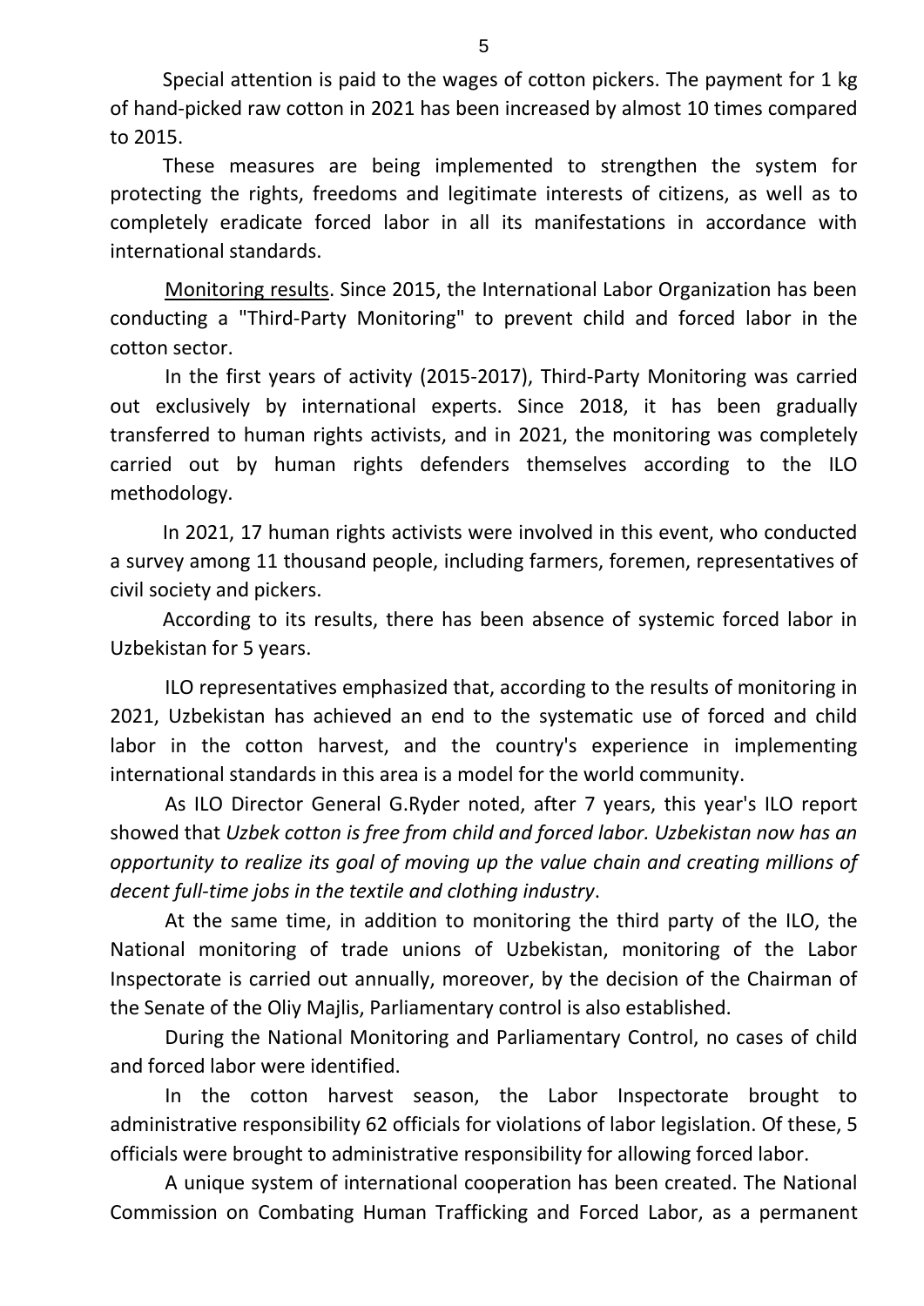Special attention is paid to the wages of cotton pickers. The payment for 1 kg of hand-picked raw cotton in 2021 has been increased by almost 10 times compared to 2015.

These measures are being implemented to strengthen the system for protecting the rights, freedoms and legitimate interests of citizens, as well as to completely eradicate forced labor in all its manifestations in accordance with international standards.

<u>Monitoring results</u>. Since 2015, the International Labor Organization has been conducting a "Third-Party Monitoring" to prevent child and forced labor in the cotton sector.

In the first years of activity (2015-2017), Third-Party Monitoring was carried out exclusively by international experts. Since 2018, it has been gradually transferred to human rights activists, and in 2021, the monitoring was completely carried out by human rights defenders themselves according to the ILO methodology.

In 2021, 17 human rights activists were involved in this event, who conducted a survey among 11 thousand people, including farmers, foremen, representatives of civil society and pickers.

According to its results, there has been absence of systemic forced labor in Uzbekistan for 5 years.

ILO representatives emphasized that, according to the results of monitoring in 2021, Uzbekistan has achieved an end to the systematic use of forced and child labor in the cotton harvest, and the country's experience in implementing international standards in this area is a model for the world community.

As ILO Director General G.Ryder noted, after 7 years, this year's ILO report showed that *Uzbek cotton is free from child and forced labor. Uzbekistan now has an opportunity to realize its goal of moving up the value chain and creating millions of decent full-time jobs in the textile and clothing industry*.

At the same time, in addition to monitoring the third party of the ILO, the National monitoring of trade unions of Uzbekistan, monitoring of the Labor Inspectorate is carried out annually, moreover, by the decision of the Chairman of the Senate of the Oliy Majlis, Parliamentary control is also established.

During the National Monitoring and Parliamentary Control, no cases of child and forced labor were identified.

In the cotton harvest season, the Labor Inspectorate brought to administrative responsibility 62 officials for violations of labor legislation. Of these, 5 officials were brought to administrative responsibility for allowing forced labor.

A unique system of international cooperation has been created. The National Commission on Combating Human Trafficking and Forced Labor, as a permanent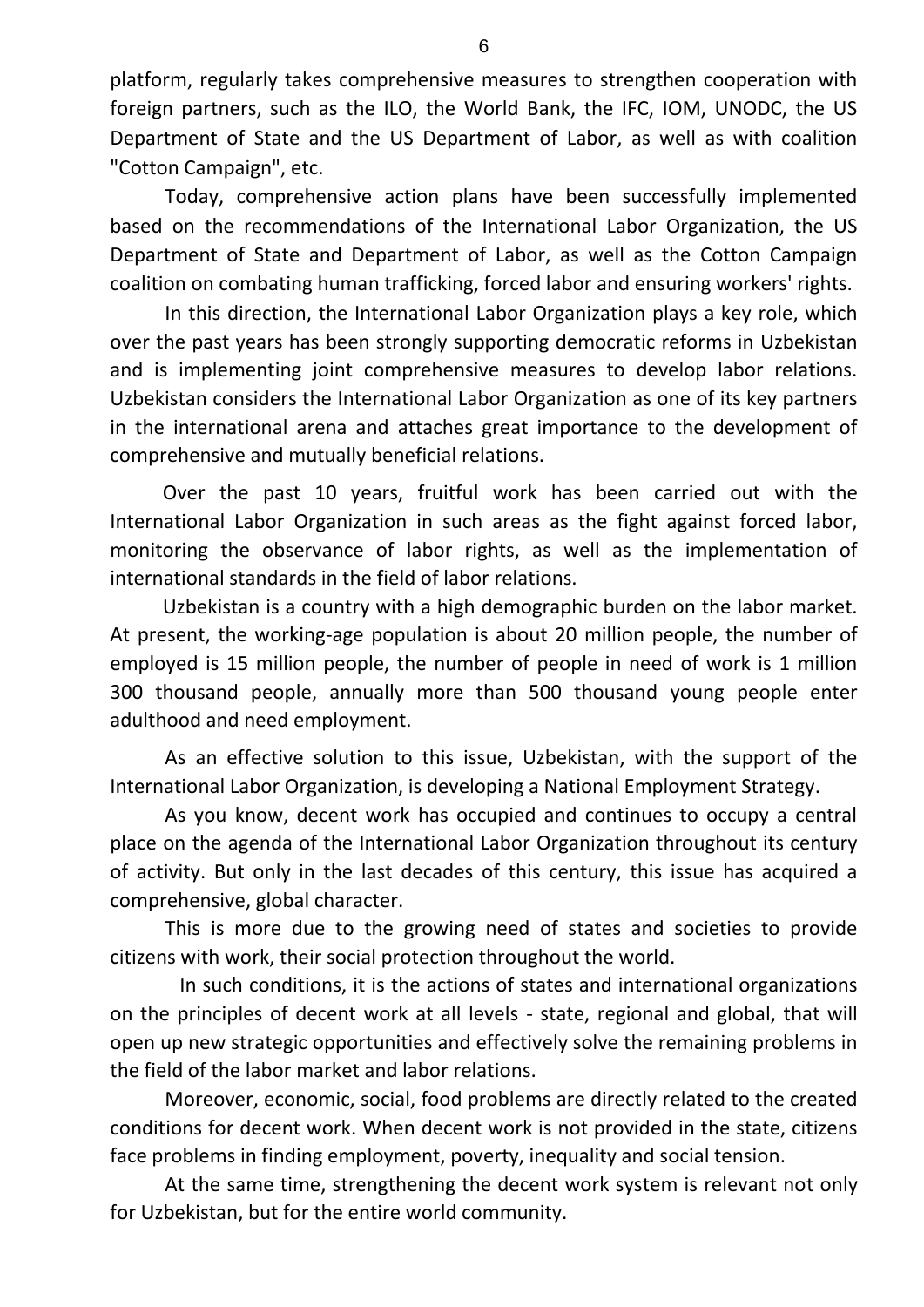platform, regularly takes comprehensive measures to strengthen cooperation with foreign partners, such as the ILO, the World Bank, the IFC, IOM, UNODC, the US Department of State and the US Department of Labor, as well as with coalition "Cotton Campaign", etc.

Today, comprehensive action plans have been successfully implemented based on the recommendations of the International Labor Organization, the US Department of State and Department of Labor, as well as the Cotton Campaign coalition on combating human trafficking, forced labor and ensuring workers' rights.

In this direction, the International Labor Organization plays a key role, which over the past years has been strongly supporting democratic reforms in Uzbekistan and is implementing joint comprehensive measures to develop labor relations. Uzbekistan considers the International Labor Organization as one of its key partners in the international arena and attaches great importance to the development of comprehensive and mutually beneficial relations.

Over the past 10 years, fruitful work has been carried out with the International Labor Organization in such areas as the fight against forced labor, monitoring the observance of labor rights, as well as the implementation of international standards in the field of labor relations.

Uzbekistan is a country with a high demographic burden on the labor market. At present, the working-age population is about 20 million people, the number of employed is 15 million people, the number of people in need of work is 1 million 300 thousand people, annually more than 500 thousand young people enter adulthood and need employment.

As an effective solution to this issue, Uzbekistan, with the support of the International Labor Organization, is developing a National Employment Strategy.

As you know, decent work has occupied and continues to occupy a central place on the agenda of the International Labor Organization throughout its century of activity. But only in the last decades of this century, this issue has acquired a comprehensive, global character.

This is more due to the growing need of states and societies to provide citizens with work, their social protection throughout the world.

In such conditions, it is the actions of states and international organizations on the principles of decent work at all levels - state, regional and global, that will open up new strategic opportunities and effectively solve the remaining problems in the field of the labor market and labor relations.

Moreover, economic, social, food problems are directly related to the created conditions for decent work. When decent work is not provided in the state, citizens face problems in finding employment, poverty, inequality and social tension.

At the same time, strengthening the decent work system is relevant not only for Uzbekistan, but for the entire world community.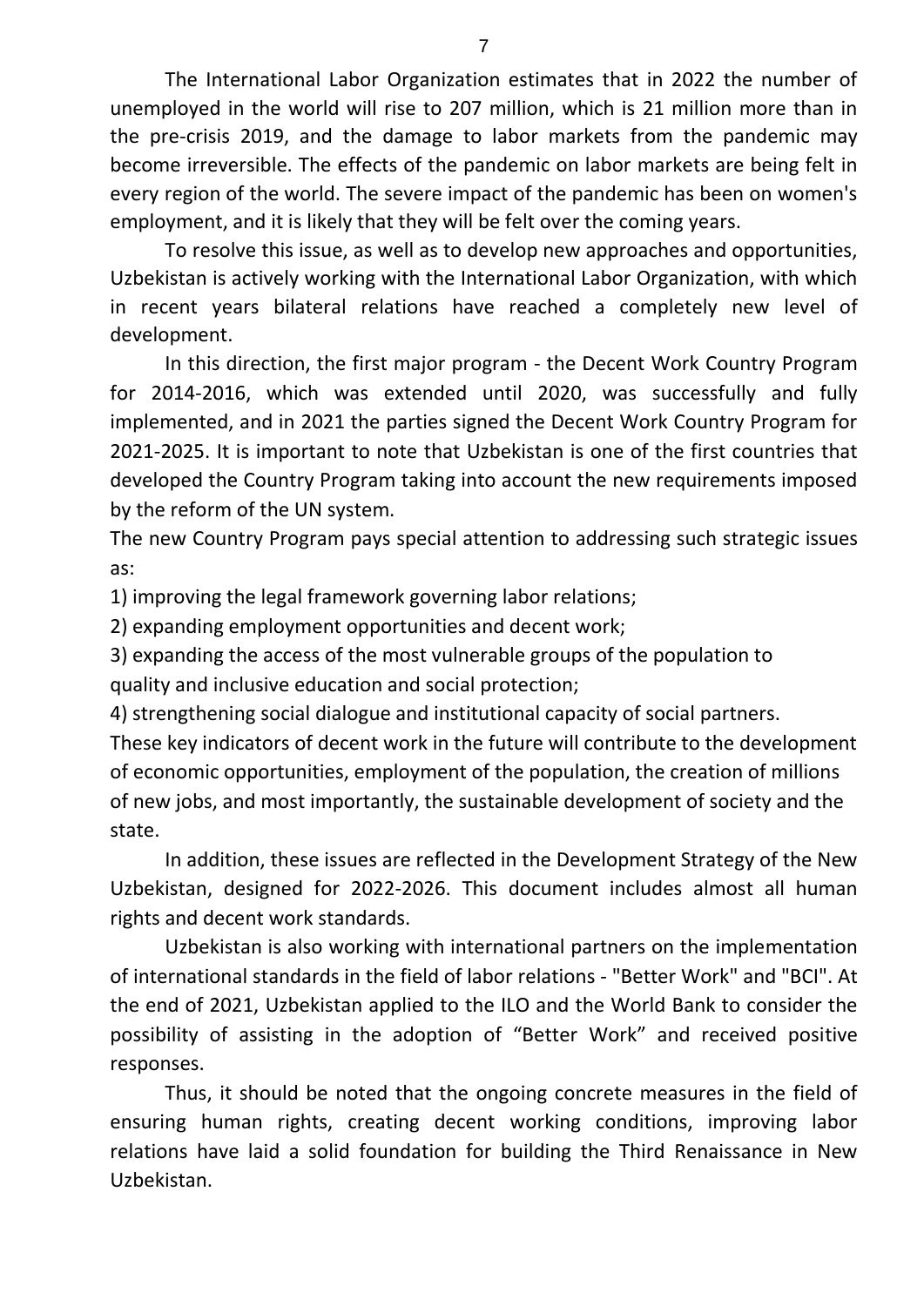The International Labor Organization estimates that in 2022 the number of unemployed in the world will rise to 207 million, which is 21 million more than in the pre-crisis 2019, and the damage to labor markets from the pandemic may become irreversible. The effects of the pandemic on labor markets are being felt in every region of the world. The severe impact of the pandemic has been on women's employment, and it is likely that they will be felt over the coming years.

To resolve this issue, as well as to develop new approaches and opportunities, Uzbekistan is actively working with the International Labor Organization, with which in recent years bilateral relations have reached a completely new level of development.

In this direction, the first major program - the Decent Work Country Program for 2014-2016, which was extended until 2020, was successfully and fully implemented, and in 2021 the parties signed the Decent Work Country Program for 2021-2025. It is important to note that Uzbekistan is one of the first countries that developed the Country Program taking into account the new requirements imposed by the reform of the UN system.

The new Country Program pays special attention to addressing such strategic issues as:

1) improving the legal framework governing labor relations;
2) expanding employment opportunities and decent work;
3) expanding the access of the most vulnerable groups of the population to quality and inclusive education and social protection;
4) strengthening social dialogue and institutional capacity of social partners.

These key indicators of decent work in the future will contribute to the development of economic opportunities, employment of the population, the creation of millions of new jobs, and most importantly, the sustainable development of society and the state.

In addition, these issues are reflected in the Development Strategy of the New Uzbekistan, designed for 2022-2026. This document includes almost all human rights and decent work standards.

Uzbekistan is also working with international partners on the implementation of international standards in the field of labor relations - "Better Work" and "BCI". At the end of 2021, Uzbekistan applied to the ILO and the World Bank to consider the possibility of assisting in the adoption of “Better Work” and received positive responses.

Thus, it should be noted that the ongoing concrete measures in the field of ensuring human rights, creating decent working conditions, improving labor relations have laid a solid foundation for building the Third Renaissance in New Uzbekistan.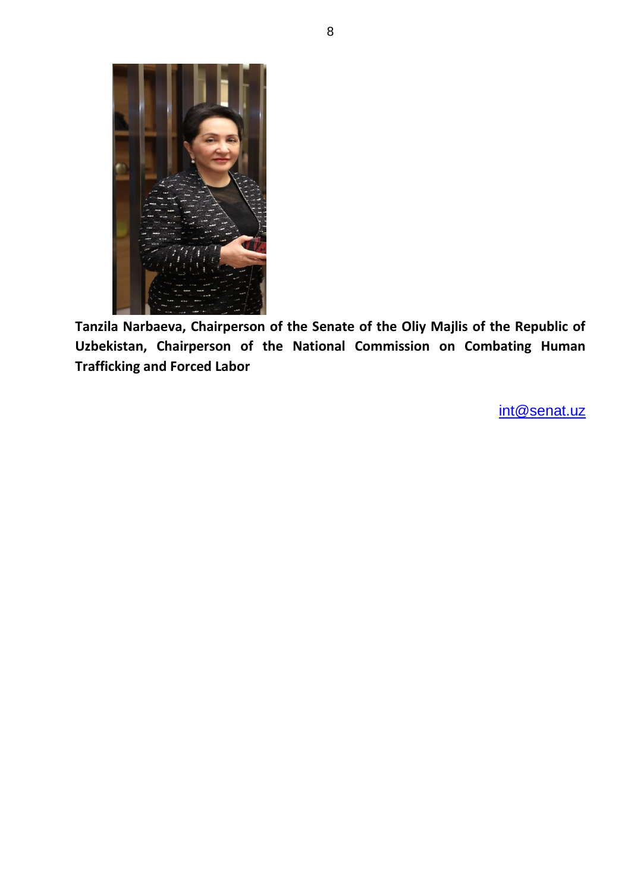**Tanzila Narbaeva, Chairperson of the Senate of the Oliy Majlis of the Republic of Uzbekistan, Chairperson of the National Commission on Combating Human Trafficking and Forced Labor**

int@senat.uz